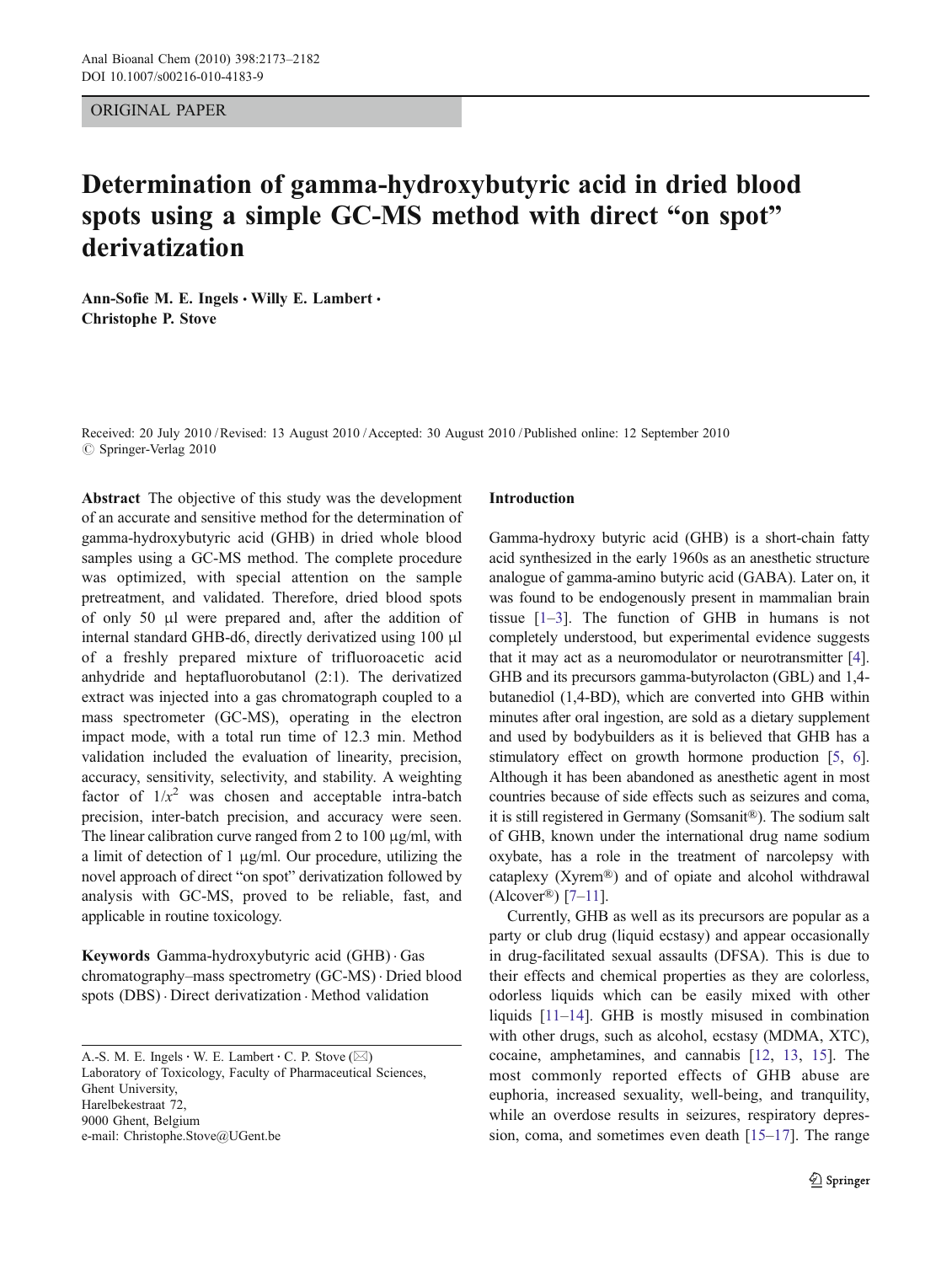ORIGINAL PAPER

# Determination of gamma-hydroxybutyric acid in dried blood spots using a simple GC-MS method with direct "on spot" derivatization

**Ann-Sofie M. E. Ingels · Willy E. Lambert · Christophe P. Stove**

Received: 20 July 2010 / Revised: 13 August 2010 / Accepted: 30 August 2010 / Published online: 12 September 2010
© Springer-Verlag 2010

**Abstract** The objective of this study was the development of an accurate and sensitive method for the determination of gamma-hydroxybutyric acid (GHB) in dried whole blood samples using a GC-MS method. The complete procedure was optimized, with special attention on the sample pretreatment, and validated. Therefore, dried blood spots of only 50 μl were prepared and, after the addition of internal standard GHB-d6, directly derivatized using 100 μl of a freshly prepared mixture of trifluoroacetic acid anhydride and heptafluorobutanol (2:1). The derivatized extract was injected into a gas chromatograph coupled to a mass spectrometer (GC-MS), operating in the electron impact mode, with a total run time of 12.3 min. Method validation included the evaluation of linearity, precision, accuracy, sensitivity, selectivity, and stability. A weighting factor of $1/x^2$ was chosen and acceptable intra-batch precision, inter-batch precision, and accuracy were seen. The linear calibration curve ranged from 2 to 100 μg/ml, with a limit of detection of 1 μg/ml. Our procedure, utilizing the novel approach of direct "on spot" derivatization followed by analysis with GC-MS, proved to be reliable, fast, and applicable in routine toxicology.

**Keywords** Gamma-hydroxybutyric acid (GHB) · Gas chromatography–mass spectrometry (GC-MS) · Dried blood spots (DBS) · Direct derivatization · Method validation

A.-S. M. E. Ingels · W. E. Lambert · C. P. Stove (✉)
Laboratory of Toxicology, Faculty of Pharmaceutical Sciences,
Ghent University,
Harelbekestraat 72,
9000 Ghent, Belgium
e-mail: Christophe.Stove@UGent.be

## Introduction

Gamma-hydroxy butyric acid (GHB) is a short-chain fatty acid synthesized in the early 1960s as an anesthetic structure analogue of gamma-amino butyric acid (GABA). Later on, it was found to be endogenously present in mammalian brain tissue [1–3]. The function of GHB in humans is not completely understood, but experimental evidence suggests that it may act as a neuromodulator or neurotransmitter [4]. GHB and its precursors gamma-butyrolacton (GBL) and 1,4-butanediol (1,4-BD), which are converted into GHB within minutes after oral ingestion, are sold as a dietary supplement and used by bodybuilders as it is believed that GHB has a stimulatory effect on growth hormone production [5, 6]. Although it has been abandoned as anesthetic agent in most countries because of side effects such as seizures and coma, it is still registered in Germany (Somsanit®). The sodium salt of GHB, known under the international drug name sodium oxybate, has a role in the treatment of narcolepsy with cataplexy (Xyrem®) and of opiate and alcohol withdrawal (Alcover®) [7–11].

Currently, GHB as well as its precursors are popular as a party or club drug (liquid ecstasy) and appear occasionally in drug-facilitated sexual assaults (DFSA). This is due to their effects and chemical properties as they are colorless, odorless liquids which can be easily mixed with other liquids [11–14]. GHB is mostly misused in combination with other drugs, such as alcohol, ecstasy (MDMA, XTC), cocaine, amphetamines, and cannabis [12, 13, 15]. The most commonly reported effects of GHB abuse are euphoria, increased sexuality, well-being, and tranquility, while an overdose results in seizures, respiratory depression, coma, and sometimes even death [15–17]. The range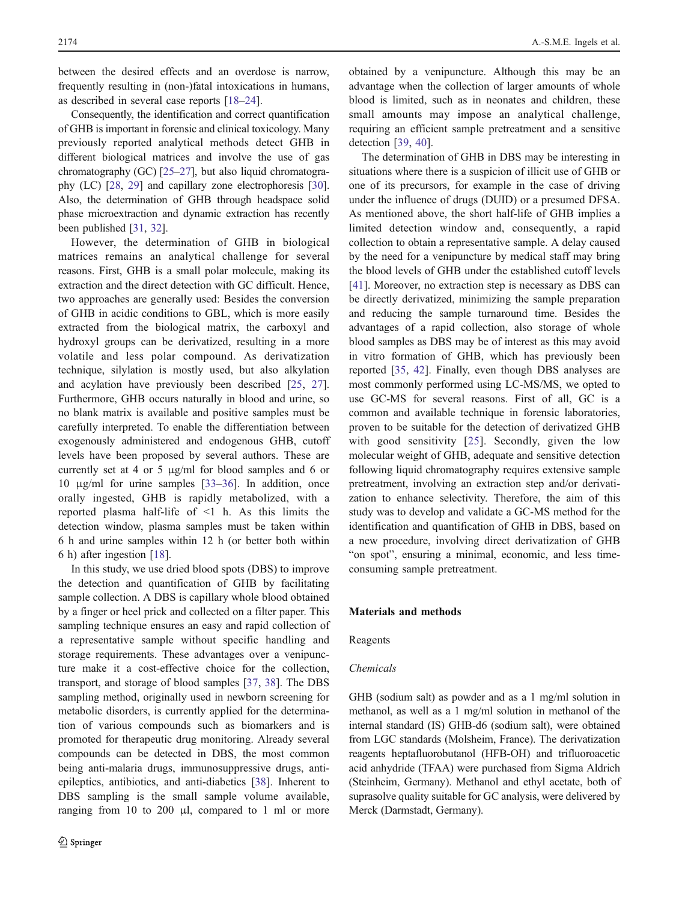between the desired effects and an overdose is narrow, frequently resulting in (non-)fatal intoxications in humans, as described in several case reports [18–24].

Consequently, the identification and correct quantification of GHB is important in forensic and clinical toxicology. Many previously reported analytical methods detect GHB in different biological matrices and involve the use of gas chromatography (GC) [25–27], but also liquid chromatography (LC) [28, 29] and capillary zone electrophoresis [30]. Also, the determination of GHB through headspace solid phase microextraction and dynamic extraction has recently been published [31, 32].

However, the determination of GHB in biological matrices remains an analytical challenge for several reasons. First, GHB is a small polar molecule, making its extraction and the direct detection with GC difficult. Hence, two approaches are generally used: Besides the conversion of GHB in acidic conditions to GBL, which is more easily extracted from the biological matrix, the carboxyl and hydroxyl groups can be derivatized, resulting in a more volatile and less polar compound. As derivatization technique, silylation is mostly used, but also alkylation and acylation have previously been described [25, 27]. Furthermore, GHB occurs naturally in blood and urine, so no blank matrix is available and positive samples must be carefully interpreted. To enable the differentiation between exogenously administered and endogenous GHB, cutoff levels have been proposed by several authors. These are currently set at 4 or 5 μg/ml for blood samples and 6 or 10 μg/ml for urine samples [33–36]. In addition, once orally ingested, GHB is rapidly metabolized, with a reported plasma half-life of <1 h. As this limits the detection window, plasma samples must be taken within 6 h and urine samples within 12 h (or better both within 6 h) after ingestion [18].

In this study, we use dried blood spots (DBS) to improve the detection and quantification of GHB by facilitating sample collection. A DBS is capillary whole blood obtained by a finger or heel prick and collected on a filter paper. This sampling technique ensures an easy and rapid collection of a representative sample without specific handling and storage requirements. These advantages over a venipuncture make it a cost-effective choice for the collection, transport, and storage of blood samples [37, 38]. The DBS sampling method, originally used in newborn screening for metabolic disorders, is currently applied for the determination of various compounds such as biomarkers and is promoted for therapeutic drug monitoring. Already several compounds can be detected in DBS, the most common being anti-malaria drugs, immunosuppressive drugs, anti-epileptics, antibiotics, and anti-diabetics [38]. Inherent to DBS sampling is the small sample volume available, ranging from 10 to 200 μl, compared to 1 ml or more obtained by a venipuncture. Although this may be an advantage when the collection of larger amounts of whole blood is limited, such as in neonates and children, these small amounts may impose an analytical challenge, requiring an efficient sample pretreatment and a sensitive detection [39, 40].

The determination of GHB in DBS may be interesting in situations where there is a suspicion of illicit use of GHB or one of its precursors, for example in the case of driving under the influence of drugs (DUID) or a presumed DFSA. As mentioned above, the short half-life of GHB implies a limited detection window and, consequently, a rapid collection to obtain a representative sample. A delay caused by the need for a venipuncture by medical staff may bring the blood levels of GHB under the established cutoff levels [41]. Moreover, no extraction step is necessary as DBS can be directly derivatized, minimizing the sample preparation and reducing the sample turnaround time. Besides the advantages of a rapid collection, also storage of whole blood samples as DBS may be of interest as this may avoid in vitro formation of GHB, which has previously been reported [35, 42]. Finally, even though DBS analyses are most commonly performed using LC-MS/MS, we opted to use GC-MS for several reasons. First of all, GC is a common and available technique in forensic laboratories, proven to be suitable for the detection of derivatized GHB with good sensitivity [25]. Secondly, given the low molecular weight of GHB, adequate and sensitive detection following liquid chromatography requires extensive sample pretreatment, involving an extraction step and/or derivatization to enhance selectivity. Therefore, the aim of this study was to develop and validate a GC-MS method for the identification and quantification of GHB in DBS, based on a new procedure, involving direct derivatization of GHB "on spot", ensuring a minimal, economic, and less time-consuming sample pretreatment.

## Materials and methods

### Reagents

#### *Chemicals*

GHB (sodium salt) as powder and as a 1 mg/ml solution in methanol, as well as a 1 mg/ml solution in methanol of the internal standard (IS) GHB-d6 (sodium salt), were obtained from LGC standards (Molsheim, France). The derivatization reagents heptafluorobutanol (HFB-OH) and trifluoroacetic acid anhydride (TFAA) were purchased from Sigma Aldrich (Steinheim, Germany). Methanol and ethyl acetate, both of suprasolve quality suitable for GC analysis, were delivered by Merck (Darmstadt, Germany).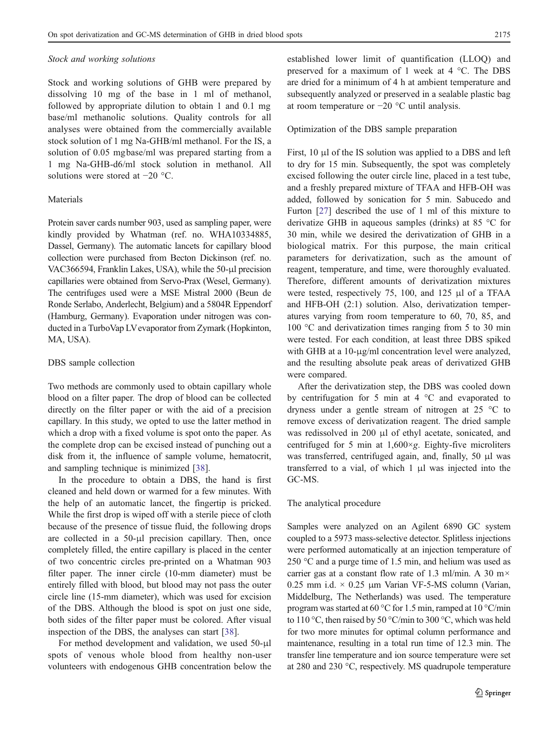*Stock and working solutions*

Stock and working solutions of GHB were prepared by dissolving 10 mg of the base in 1 ml of methanol, followed by appropriate dilution to obtain 1 and 0.1 mg base/ml methanolic solutions. Quality controls for all analyses were obtained from the commercially available stock solution of 1 mg Na-GHB/ml methanol. For the IS, a solution of 0.05 mgbase/ml was prepared starting from a 1 mg Na-GHB-d6/ml stock solution in methanol. All solutions were stored at −20 °C.

## Materials

Protein saver cards number 903, used as sampling paper, were kindly provided by Whatman (ref. no. WHA10334885, Dassel, Germany). The automatic lancets for capillary blood collection were purchased from Becton Dickinson (ref. no. VAC366594, Franklin Lakes, USA), while the 50-µl precision capillaries were obtained from Servo-Prax (Wesel, Germany). The centrifuges used were a MSE Mistral 2000 (Beun de Ronde Serlabo, Anderlecht, Belgium) and a 5804R Eppendorf (Hamburg, Germany). Evaporation under nitrogen was conducted in a TurboVap LV evaporator from Zymark (Hopkinton, MA, USA).

## DBS sample collection

Two methods are commonly used to obtain capillary whole blood on a filter paper. The drop of blood can be collected directly on the filter paper or with the aid of a precision capillary. In this study, we opted to use the latter method in which a drop with a fixed volume is spot onto the paper. As the complete drop can be excised instead of punching out a disk from it, the influence of sample volume, hematocrit, and sampling technique is minimized [38].

In the procedure to obtain a DBS, the hand is first cleaned and held down or warmed for a few minutes. With the help of an automatic lancet, the fingertip is pricked. While the first drop is wiped off with a sterile piece of cloth because of the presence of tissue fluid, the following drops are collected in a 50-µl precision capillary. Then, once completely filled, the entire capillary is placed in the center of two concentric circles pre-printed on a Whatman 903 filter paper. The inner circle (10-mm diameter) must be entirely filled with blood, but blood may not pass the outer circle line (15-mm diameter), which was used for excision of the DBS. Although the blood is spot on just one side, both sides of the filter paper must be colored. After visual inspection of the DBS, the analyses can start [38].

For method development and validation, we used 50-µl spots of venous whole blood from healthy non-user volunteers with endogenous GHB concentration below the established lower limit of quantification (LLOQ) and preserved for a maximum of 1 week at 4 °C. The DBS are dried for a minimum of 4 h at ambient temperature and subsequently analyzed or preserved in a sealable plastic bag at room temperature or −20 °C until analysis.

## Optimization of the DBS sample preparation

First, 10 µl of the IS solution was applied to a DBS and left to dry for 15 min. Subsequently, the spot was completely excised following the outer circle line, placed in a test tube, and a freshly prepared mixture of TFAA and HFB-OH was added, followed by sonication for 5 min. Sabucedo and Furton [27] described the use of 1 ml of this mixture to derivatize GHB in aqueous samples (drinks) at 85 °C for 30 min, while we desired the derivatization of GHB in a biological matrix. For this purpose, the main critical parameters for derivatization, such as the amount of reagent, temperature, and time, were thoroughly evaluated. Therefore, different amounts of derivatization mixtures were tested, respectively 75, 100, and 125 µl of a TFAA and HFB-OH (2:1) solution. Also, derivatization temperatures varying from room temperature to 60, 70, 85, and 100 °C and derivatization times ranging from 5 to 30 min were tested. For each condition, at least three DBS spiked with GHB at a 10-µg/ml concentration level were analyzed, and the resulting absolute peak areas of derivatized GHB were compared.

After the derivatization step, the DBS was cooled down by centrifugation for 5 min at 4 °C and evaporated to dryness under a gentle stream of nitrogen at 25 °C to remove excess of derivatization reagent. The dried sample was redissolved in 200 µl of ethyl acetate, sonicated, and centrifuged for 5 min at 1,600×*g*. Eighty-five microliters was transferred, centrifuged again, and, finally, 50 µl was transferred to a vial, of which 1 µl was injected into the GC-MS.

## The analytical procedure

Samples were analyzed on an Agilent 6890 GC system coupled to a 5973 mass-selective detector. Splitless injections were performed automatically at an injection temperature of 250 °C and a purge time of 1.5 min, and helium was used as carrier gas at a constant flow rate of 1.3 ml/min. A 30 m× 0.25 mm i.d. × 0.25 µm Varian VF-5-MS column (Varian, Middelburg, The Netherlands) was used. The temperature program was started at 60 °C for 1.5 min, ramped at 10 °C/min to 110 °C, then raised by 50 °C/min to 300 °C, which was held for two more minutes for optimal column performance and maintenance, resulting in a total run time of 12.3 min. The transfer line temperature and ion source temperature were set at 280 and 230 °C, respectively. MS quadrupole temperature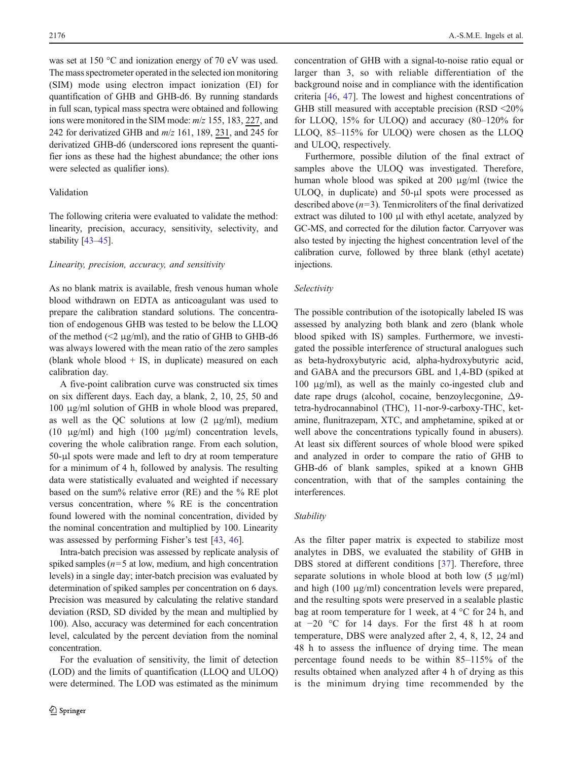was set at 150 °C and ionization energy of 70 eV was used. The mass spectrometer operated in the selected ion monitoring (SIM) mode using electron impact ionization (EI) for quantification of GHB and GHB-d6. By running standards in full scan, typical mass spectra were obtained and following ions were monitored in the SIM mode: $m/z$ 155, 183, <u>227</u>, and 242 for derivatized GHB and $m/z$ 161, 189, <u>231</u>, and 245 for derivatized GHB-d6 (underscored ions represent the quantifier ions as these had the highest abundance; the other ions were selected as qualifier ions).

### Validation

The following criteria were evaluated to validate the method: linearity, precision, accuracy, sensitivity, selectivity, and stability [43–45].

#### *Linearity, precision, accuracy, and sensitivity*

As no blank matrix is available, fresh venous human whole blood withdrawn on EDTA as anticoagulant was used to prepare the calibration standard solutions. The concentration of endogenous GHB was tested to be below the LLOQ of the method (<2 µg/ml), and the ratio of GHB to GHB-d6 was always lowered with the mean ratio of the zero samples (blank whole blood + IS, in duplicate) measured on each calibration day.

A five-point calibration curve was constructed six times on six different days. Each day, a blank, 2, 10, 25, 50 and 100 µg/ml solution of GHB in whole blood was prepared, as well as the QC solutions at low (2 µg/ml), medium (10 µg/ml) and high (100 µg/ml) concentration levels, covering the whole calibration range. From each solution, 50-µl spots were made and left to dry at room temperature for a minimum of 4 h, followed by analysis. The resulting data were statistically evaluated and weighted if necessary based on the sum% relative error (RE) and the % RE plot versus concentration, where % RE is the concentration found lowered with the nominal concentration, divided by the nominal concentration and multiplied by 100. Linearity was assessed by performing Fisher's test [43, 46].

Intra-batch precision was assessed by replicate analysis of spiked samples ($n=5$ at low, medium, and high concentration levels) in a single day; inter-batch precision was evaluated by determination of spiked samples per concentration on 6 days. Precision was measured by calculating the relative standard deviation (RSD, SD divided by the mean and multiplied by 100). Also, accuracy was determined for each concentration level, calculated by the percent deviation from the nominal concentration.

For the evaluation of sensitivity, the limit of detection (LOD) and the limits of quantification (LLOQ and ULOQ) were determined. The LOD was estimated as the minimum concentration of GHB with a signal-to-noise ratio equal or larger than 3, so with reliable differentiation of the background noise and in compliance with the identification criteria [46, 47]. The lowest and highest concentrations of GHB still measured with acceptable precision (RSD <20% for LLOQ, 15% for ULOQ) and accuracy (80–120% for LLOQ, 85–115% for ULOQ) were chosen as the LLOQ and ULOQ, respectively.

Furthermore, possible dilution of the final extract of samples above the ULOQ was investigated. Therefore, human whole blood was spiked at 200 µg/ml (twice the ULOQ, in duplicate) and 50-µl spots were processed as described above ($n=3$). Tenmicroliters of the final derivatized extract was diluted to 100 µl with ethyl acetate, analyzed by GC-MS, and corrected for the dilution factor. Carryover was also tested by injecting the highest concentration level of the calibration curve, followed by three blank (ethyl acetate) injections.

#### *Selectivity*

The possible contribution of the isotopically labeled IS was assessed by analyzing both blank and zero (blank whole blood spiked with IS) samples. Furthermore, we investigated the possible interference of structural analogues such as beta-hydroxybutyric acid, alpha-hydroxybutyric acid, and GABA and the precursors GBL and 1,4-BD (spiked at 100 µg/ml), as well as the mainly co-ingested club and date rape drugs (alcohol, cocaine, benzoylecgonine, Δ9-tetra-hydrocannabinol (THC), 11-nor-9-carboxy-THC, ketamine, flunitrazepam, XTC, and amphetamine, spiked at or well above the concentrations typically found in abusers). At least six different sources of whole blood were spiked and analyzed in order to compare the ratio of GHB to GHB-d6 of blank samples, spiked at a known GHB concentration, with that of the samples containing the interferences.

#### *Stability*

As the filter paper matrix is expected to stabilize most analytes in DBS, we evaluated the stability of GHB in DBS stored at different conditions [37]. Therefore, three separate solutions in whole blood at both low (5 µg/ml) and high (100 µg/ml) concentration levels were prepared, and the resulting spots were preserved in a sealable plastic bag at room temperature for 1 week, at 4 °C for 24 h, and at −20 °C for 14 days. For the first 48 h at room temperature, DBS were analyzed after 2, 4, 8, 12, 24 and 48 h to assess the influence of drying time. The mean percentage found needs to be within 85–115% of the results obtained when analyzed after 4 h of drying as this is the minimum drying time recommended by the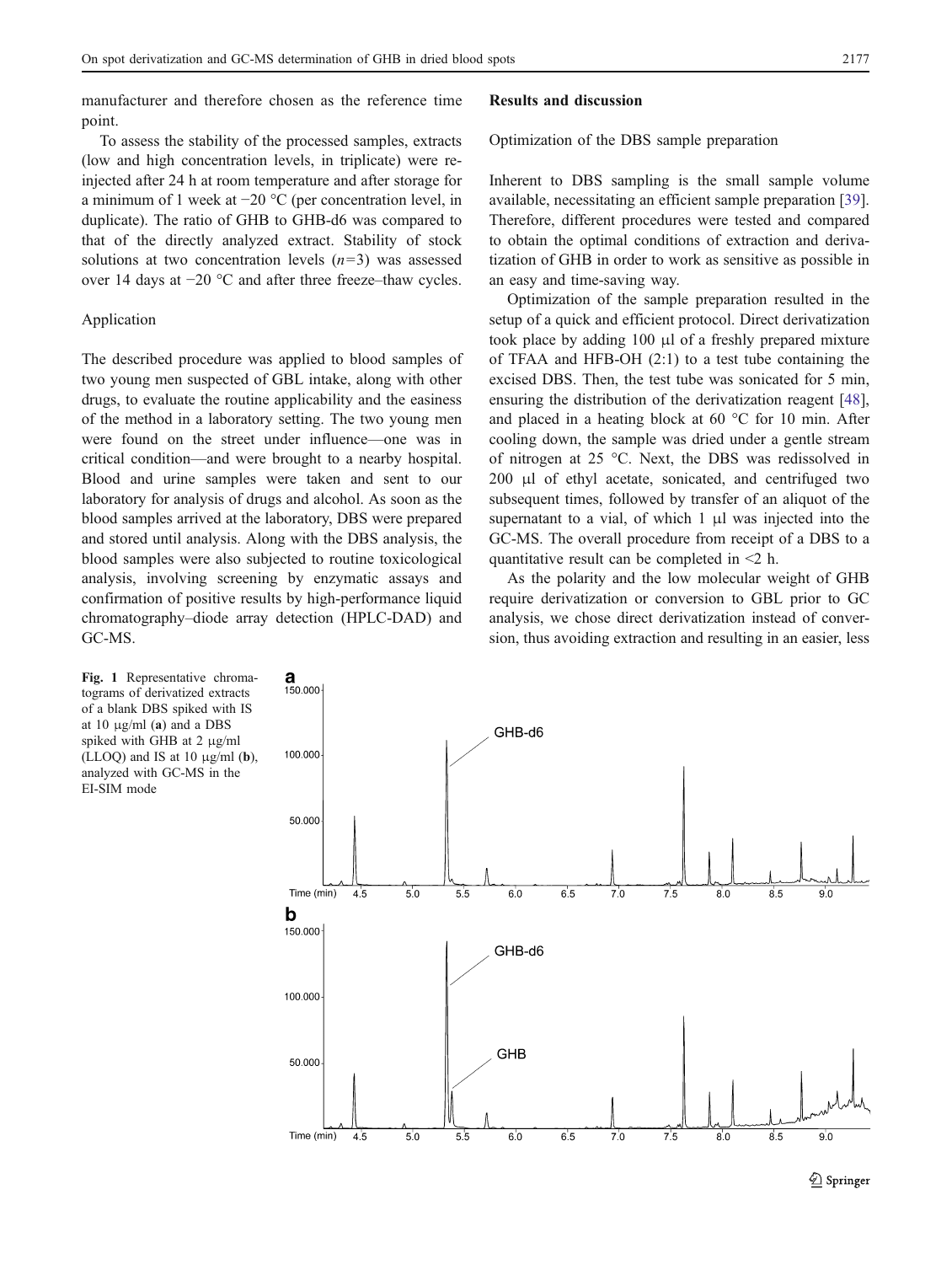manufacturer and therefore chosen as the reference time point.

To assess the stability of the processed samples, extracts (low and high concentration levels, in triplicate) were reinjected after 24 h at room temperature and after storage for a minimum of 1 week at −20 °C (per concentration level, in duplicate). The ratio of GHB to GHB-d6 was compared to that of the directly analyzed extract. Stability of stock solutions at two concentration levels ($n=3$) was assessed over 14 days at −20 °C and after three freeze–thaw cycles.

### Application

The described procedure was applied to blood samples of two young men suspected of GBL intake, along with other drugs, to evaluate the routine applicability and the easiness of the method in a laboratory setting. The two young men were found on the street under influence—one was in critical condition—and were brought to a nearby hospital. Blood and urine samples were taken and sent to our laboratory for analysis of drugs and alcohol. As soon as the blood samples arrived at the laboratory, DBS were prepared and stored until analysis. Along with the DBS analysis, the blood samples were also subjected to routine toxicological analysis, involving screening by enzymatic assays and confirmation of positive results by high-performance liquid chromatography–diode array detection (HPLC-DAD) and GC-MS.

## Results and discussion

### Optimization of the DBS sample preparation

Inherent to DBS sampling is the small sample volume available, necessitating an efficient sample preparation [39]. Therefore, different procedures were tested and compared to obtain the optimal conditions of extraction and derivatization of GHB in order to work as sensitive as possible in an easy and time-saving way.

Optimization of the sample preparation resulted in the setup of a quick and efficient protocol. Direct derivatization took place by adding 100 µl of a freshly prepared mixture of TFAA and HFB-OH (2:1) to a test tube containing the excised DBS. Then, the test tube was sonicated for 5 min, ensuring the distribution of the derivatization reagent [48], and placed in a heating block at 60 °C for 10 min. After cooling down, the sample was dried under a gentle stream of nitrogen at 25 °C. Next, the DBS was redissolved in 200 µl of ethyl acetate, sonicated, and centrifuged two subsequent times, followed by transfer of an aliquot of the supernatant to a vial, of which 1 µl was injected into the GC-MS. The overall procedure from receipt of a DBS to a quantitative result can be completed in <2 h.

As the polarity and the low molecular weight of GHB require derivatization or conversion to GBL prior to GC analysis, we chose direct derivatization instead of conversion, thus avoiding extraction and resulting in an easier, less

**Fig. 1** Representative chromatograms of derivatized extracts of a blank DBS spiked with IS at 10 µg/ml (**a**) and a DBS spiked with GHB at 2 µg/ml (LLOQ) and IS at 10 µg/ml (**b**), analyzed with GC-MS in the EI-SIM mode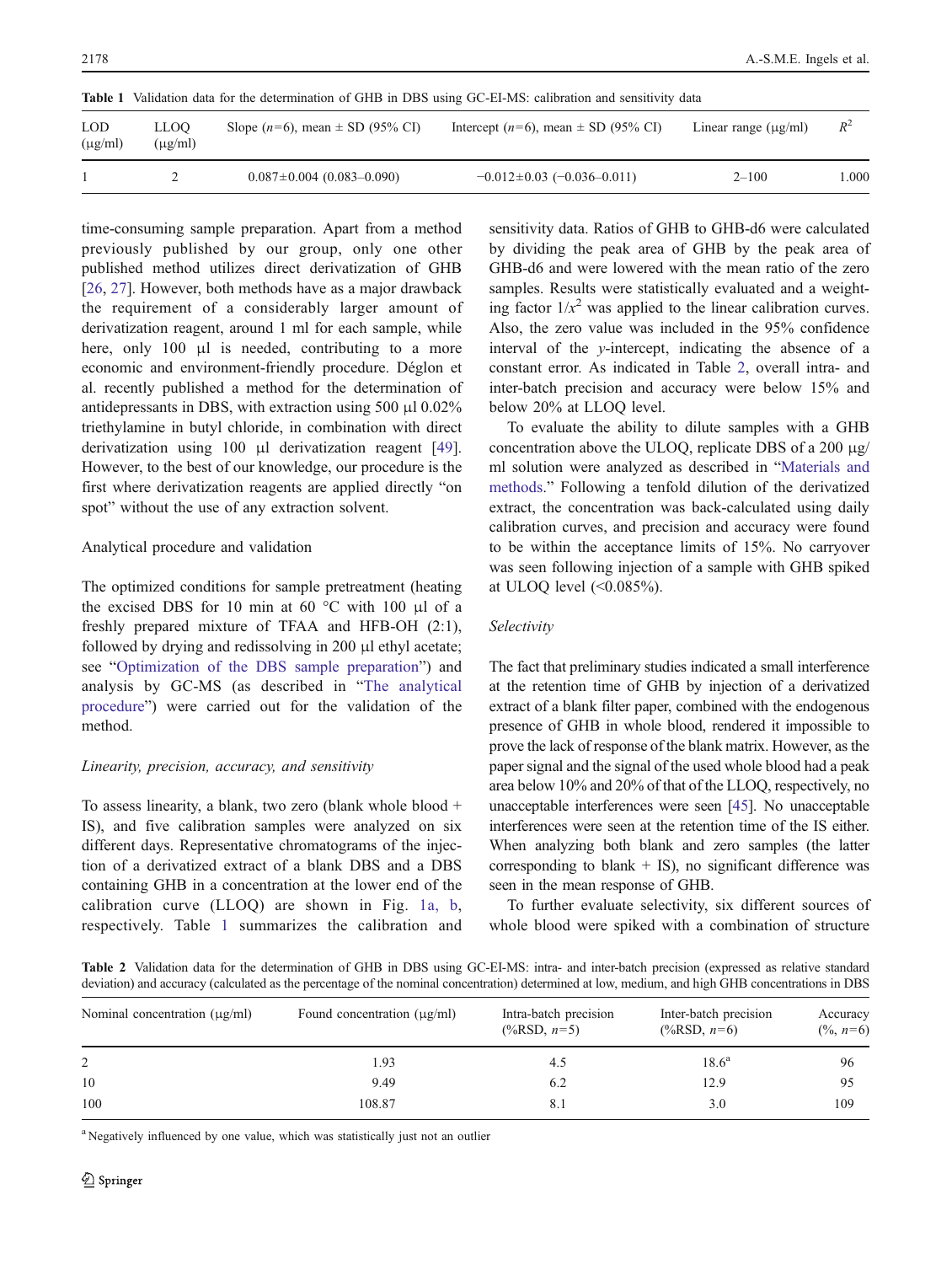**Table 1** Validation data for the determination of GHB in DBS using GC-EI-MS: calibration and sensitivity data

| LOD (μg/ml) | LLOQ (μg/ml) | Slope ($n$=6), mean ± SD (95% CI) | Intercept ($n$=6), mean ± SD (95% CI) | Linear range (μg/ml) | $R^2$ |
|---|---|---|---|---|---|
| 1 | 2 | 0.087±0.004 (0.083–0.090) | −0.012±0.03 (−0.036–0.011) | 2–100 | 1.000 |

time-consuming sample preparation. Apart from a method previously published by our group, only one other published method utilizes direct derivatization of GHB [26, 27]. However, both methods have as a major drawback the requirement of a considerably larger amount of derivatization reagent, around 1 ml for each sample, while here, only 100 μl is needed, contributing to a more economic and environment-friendly procedure. Déglon et al. recently published a method for the determination of antidepressants in DBS, with extraction using 500 μl 0.02% triethylamine in butyl chloride, in combination with direct derivatization using 100 μl derivatization reagent [49]. However, to the best of our knowledge, our procedure is the first where derivatization reagents are applied directly "on spot" without the use of any extraction solvent.

Analytical procedure and validation

The optimized conditions for sample pretreatment (heating the excised DBS for 10 min at 60 °C with 100 μl of a freshly prepared mixture of TFAA and HFB-OH (2:1), followed by drying and redissolving in 200 μl ethyl acetate; see "Optimization of the DBS sample preparation") and analysis by GC-MS (as described in "The analytical procedure") were carried out for the validation of the method.

*Linearity, precision, accuracy, and sensitivity*

To assess linearity, a blank, two zero (blank whole blood + IS), and five calibration samples were analyzed on six different days. Representative chromatograms of the injection of a derivatized extract of a blank DBS and a DBS containing GHB in a concentration at the lower end of the calibration curve (LLOQ) are shown in Fig. 1a, b, respectively. Table 1 summarizes the calibration and sensitivity data. Ratios of GHB to GHB-d6 were calculated by dividing the peak area of GHB by the peak area of GHB-d6 and were lowered with the mean ratio of the zero samples. Results were statistically evaluated and a weighting factor $1/x^2$ was applied to the linear calibration curves. Also, the zero value was included in the 95% confidence interval of the $y$-intercept, indicating the absence of a constant error. As indicated in Table 2, overall intra- and inter-batch precision and accuracy were below 15% and below 20% at LLOQ level.

To evaluate the ability to dilute samples with a GHB concentration above the ULOQ, replicate DBS of a 200 μg/ml solution were analyzed as described in "Materials and methods." Following a tenfold dilution of the derivatized extract, the concentration was back-calculated using daily calibration curves, and precision and accuracy were found to be within the acceptance limits of 15%. No carryover was seen following injection of a sample with GHB spiked at ULOQ level (<0.085%).

*Selectivity*

The fact that preliminary studies indicated a small interference at the retention time of GHB by injection of a derivatized extract of a blank filter paper, combined with the endogenous presence of GHB in whole blood, rendered it impossible to prove the lack of response of the blank matrix. However, as the paper signal and the signal of the used whole blood had a peak area below 10% and 20% of that of the LLOQ, respectively, no unacceptable interferences were seen [45]. No unacceptable interferences were seen at the retention time of the IS either. When analyzing both blank and zero samples (the latter corresponding to blank + IS), no significant difference was seen in the mean response of GHB.

To further evaluate selectivity, six different sources of whole blood were spiked with a combination of structure

**Table 2** Validation data for the determination of GHB in DBS using GC-EI-MS: intra- and inter-batch precision (expressed as relative standard deviation) and accuracy (calculated as the percentage of the nominal concentration) determined at low, medium, and high GHB concentrations in DBS

| Nominal concentration (μg/ml) | Found concentration (μg/ml) | Intra-batch precision (%RSD, $n$=5) | Inter-batch precision (%RSD, $n$=6) | Accuracy (%, $n$=6) |
|---|---|---|---|---|
| 2 | 1.93 | 4.5 | 18.6[a] | 96 |
| 10 | 9.49 | 6.2 | 12.9 | 95 |
| 100 | 108.87 | 8.1 | 3.0 | 109 |

[a] Negatively influenced by one value, which was statistically just not an outlier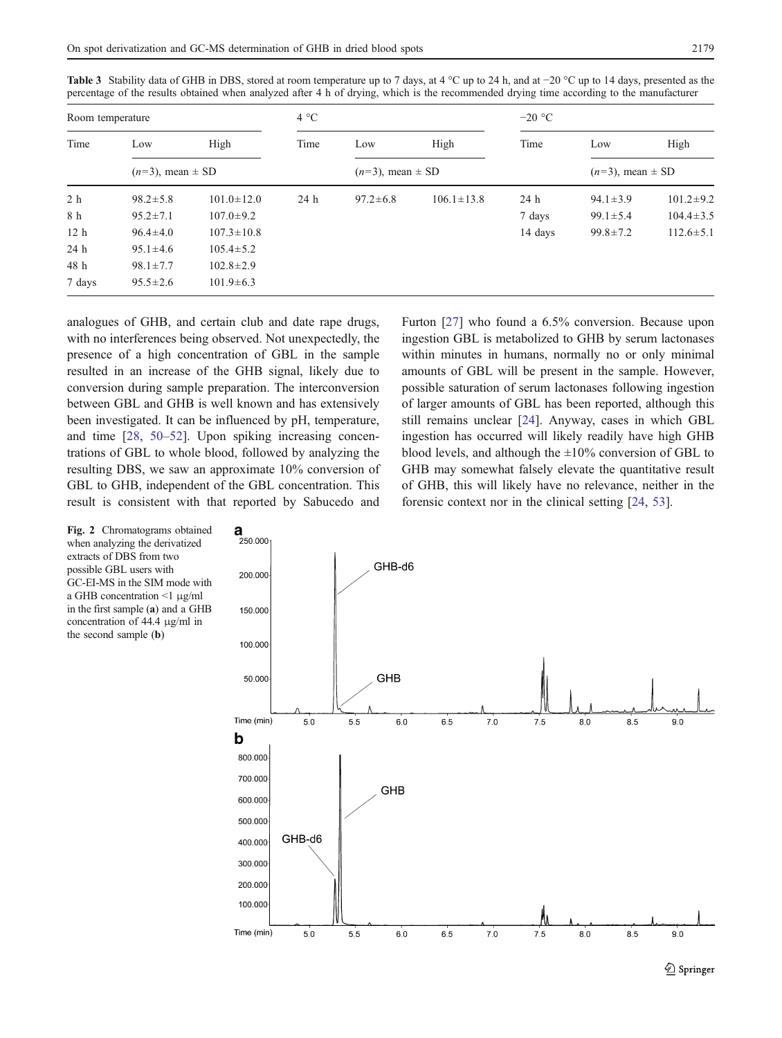**Table 3** Stability data of GHB in DBS, stored at room temperature up to 7 days, at 4 °C up to 24 h, and at −20 °C up to 14 days, presented as the percentage of the results obtained when analyzed after 4 h of drying, which is the recommended drying time according to the manufacturer

| Room temperature | | | 4 °C | | | −20 °C | | |
|---|---|---|---|---|---|---|---|---|
| Time | Low | High | Time | Low | High | Time | Low | High |
| | ($n$=3), mean ± SD | | | ($n$=3), mean ± SD | | | ($n$=3), mean ± SD | |
| 2 h | 98.2±5.8 | 101.0±12.0 | 24 h | 97.2±6.8 | 106.1±13.8 | 24 h | 94.1±3.9 | 101.2±9.2 |
| 8 h | 95.2±7.1 | 107.0±9.2 | | | | 7 days | 99.1±5.4 | 104.4±3.5 |
| 12 h | 96.4±4.0 | 107.3±10.8 | | | | 14 days | 99.8±7.2 | 112.6±5.1 |
| 24 h | 95.1±4.6 | 105.4±5.2 | | | | | | |
| 48 h | 98.1±7.7 | 102.8±2.9 | | | | | | |
| 7 days | 95.5±2.6 | 101.9±6.3 | | | | | | |

analogues of GHB, and certain club and date rape drugs, with no interferences being observed. Not unexpectedly, the presence of a high concentration of GBL in the sample resulted in an increase of the GHB signal, likely due to conversion during sample preparation. The interconversion between GBL and GHB is well known and has extensively been investigated. It can be influenced by pH, temperature, and time [28, 50–52]. Upon spiking increasing concentrations of GBL to whole blood, followed by analyzing the resulting DBS, we saw an approximate 10% conversion of GBL to GHB, independent of the GBL concentration. This result is consistent with that reported by Sabucedo and Furton [27] who found a 6.5% conversion. Because upon ingestion GBL is metabolized to GHB by serum lactonases within minutes in humans, normally no or only minimal amounts of GBL will be present in the sample. However, possible saturation of serum lactonases following ingestion of larger amounts of GBL has been reported, although this still remains unclear [24]. Anyway, cases in which GBL ingestion has occurred will likely readily have high GHB blood levels, and although the ±10% conversion of GBL to GHB may somewhat falsely elevate the quantitative result of GHB, this will likely have no relevance, neither in the forensic context nor in the clinical setting [24, 53].

**Fig. 2** Chromatograms obtained when analyzing the derivatized extracts of DBS from two possible GBL users with GC-EI-MS in the SIM mode with a GHB concentration <1 μg/ml in the first sample (**a**) and a GHB concentration of 44.4 μg/ml in the second sample (**b**)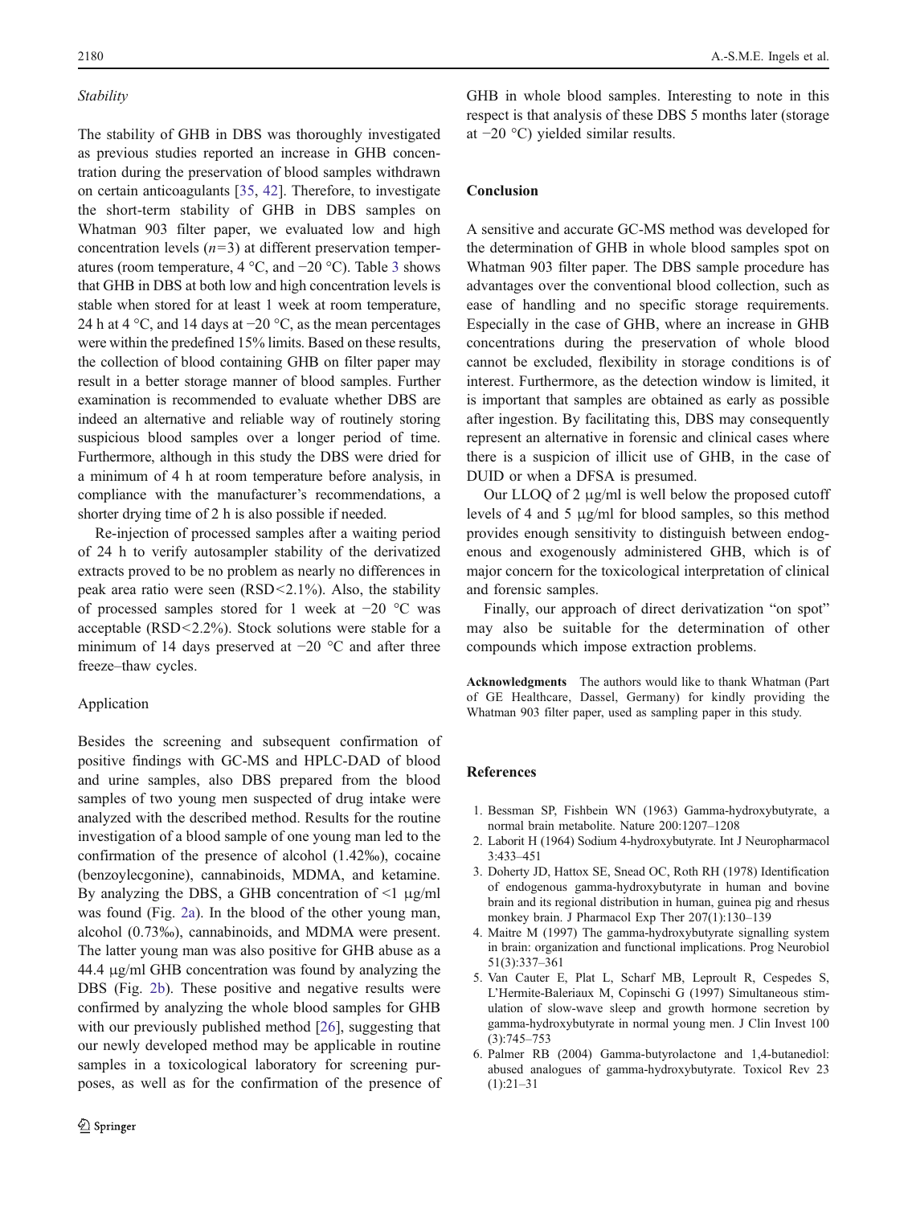*Stability*

The stability of GHB in DBS was thoroughly investigated as previous studies reported an increase in GHB concentration during the preservation of blood samples withdrawn on certain anticoagulants [35, 42]. Therefore, to investigate the short-term stability of GHB in DBS samples on Whatman 903 filter paper, we evaluated low and high concentration levels ($n=3$) at different preservation temperatures (room temperature, 4 °C, and −20 °C). Table 3 shows that GHB in DBS at both low and high concentration levels is stable when stored for at least 1 week at room temperature, 24 h at 4 °C, and 14 days at −20 °C, as the mean percentages were within the predefined 15% limits. Based on these results, the collection of blood containing GHB on filter paper may result in a better storage manner of blood samples. Further examination is recommended to evaluate whether DBS are indeed an alternative and reliable way of routinely storing suspicious blood samples over a longer period of time. Furthermore, although in this study the DBS were dried for a minimum of 4 h at room temperature before analysis, in compliance with the manufacturer's recommendations, a shorter drying time of 2 h is also possible if needed.

Re-injection of processed samples after a waiting period of 24 h to verify autosampler stability of the derivatized extracts proved to be no problem as nearly no differences in peak area ratio were seen (RSD<2.1%). Also, the stability of processed samples stored for 1 week at −20 °C was acceptable (RSD<2.2%). Stock solutions were stable for a minimum of 14 days preserved at −20 °C and after three freeze–thaw cycles.

Application

Besides the screening and subsequent confirmation of positive findings with GC-MS and HPLC-DAD of blood and urine samples, also DBS prepared from the blood samples of two young men suspected of drug intake were analyzed with the described method. Results for the routine investigation of a blood sample of one young man led to the confirmation of the presence of alcohol (1.42‰), cocaine (benzoylecgonine), cannabinoids, MDMA, and ketamine. By analyzing the DBS, a GHB concentration of <1 μg/ml was found (Fig. 2a). In the blood of the other young man, alcohol (0.73‰), cannabinoids, and MDMA were present. The latter young man was also positive for GHB abuse as a 44.4 μg/ml GHB concentration was found by analyzing the DBS (Fig. 2b). These positive and negative results were confirmed by analyzing the whole blood samples for GHB with our previously published method [26], suggesting that our newly developed method may be applicable in routine samples in a toxicological laboratory for screening purposes, as well as for the confirmation of the presence of GHB in whole blood samples. Interesting to note in this respect is that analysis of these DBS 5 months later (storage at −20 °C) yielded similar results.

## Conclusion

A sensitive and accurate GC-MS method was developed for the determination of GHB in whole blood samples spot on Whatman 903 filter paper. The DBS sample procedure has advantages over the conventional blood collection, such as ease of handling and no specific storage requirements. Especially in the case of GHB, where an increase in GHB concentrations during the preservation of whole blood cannot be excluded, flexibility in storage conditions is of interest. Furthermore, as the detection window is limited, it is important that samples are obtained as early as possible after ingestion. By facilitating this, DBS may consequently represent an alternative in forensic and clinical cases where there is a suspicion of illicit use of GHB, in the case of DUID or when a DFSA is presumed.

Our LLOQ of 2 μg/ml is well below the proposed cutoff levels of 4 and 5 μg/ml for blood samples, so this method provides enough sensitivity to distinguish between endogenous and exogenously administered GHB, which is of major concern for the toxicological interpretation of clinical and forensic samples.

Finally, our approach of direct derivatization "on spot" may also be suitable for the determination of other compounds which impose extraction problems.

**Acknowledgments** The authors would like to thank Whatman (Part of GE Healthcare, Dassel, Germany) for kindly providing the Whatman 903 filter paper, used as sampling paper in this study.

## References

1. Bessman SP, Fishbein WN (1963) Gamma-hydroxybutyrate, a normal brain metabolite. Nature 200:1207–1208
2. Laborit H (1964) Sodium 4-hydroxybutyrate. Int J Neuropharmacol 3:433–451
3. Doherty JD, Hattox SE, Snead OC, Roth RH (1978) Identification of endogenous gamma-hydroxybutyrate in human and bovine brain and its regional distribution in human, guinea pig and rhesus monkey brain. J Pharmacol Exp Ther 207(1):130–139
4. Maitre M (1997) The gamma-hydroxybutyrate signalling system in brain: organization and functional implications. Prog Neurobiol 51(3):337–361
5. Van Cauter E, Plat L, Scharf MB, Leproult R, Cespedes S, L'Hermite-Baleriaux M, Copinschi G (1997) Simultaneous stimulation of slow-wave sleep and growth hormone secretion by gamma-hydroxybutyrate in normal young men. J Clin Invest 100 (3):745–753
6. Palmer RB (2004) Gamma-butyrolactone and 1,4-butanediol: abused analogues of gamma-hydroxybutyrate. Toxicol Rev 23 (1):21–31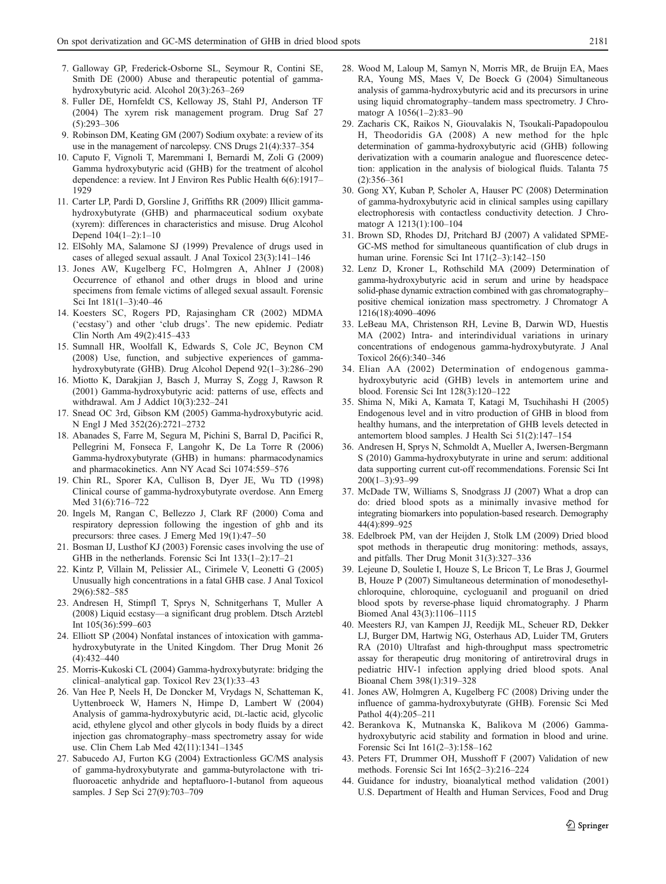7. Galloway GP, Frederick-Osborne SL, Seymour R, Contini SE, Smith DE (2000) Abuse and therapeutic potential of gamma-hydroxybutyric acid. Alcohol 20(3):263–269
8. Fuller DE, Hornfeldt CS, Kelloway JS, Stahl PJ, Anderson TF (2004) The xyrem risk management program. Drug Saf 27 (5):293–306
9. Robinson DM, Keating GM (2007) Sodium oxybate: a review of its use in the management of narcolepsy. CNS Drugs 21(4):337–354
10. Caputo F, Vignoli T, Maremmani I, Bernardi M, Zoli G (2009) Gamma hydroxybutyric acid (GHB) for the treatment of alcohol dependence: a review. Int J Environ Res Public Health 6(6):1917–1929
11. Carter LP, Pardi D, Gorsline J, Griffiths RR (2009) Illicit gamma-hydroxybutyrate (GHB) and pharmaceutical sodium oxybate (xyrem): differences in characteristics and misuse. Drug Alcohol Depend 104(1–2):1–10
12. ElSohly MA, Salamone SJ (1999) Prevalence of drugs used in cases of alleged sexual assault. J Anal Toxicol 23(3):141–146
13. Jones AW, Kugelberg FC, Holmgren A, Ahlner J (2008) Occurrence of ethanol and other drugs in blood and urine specimens from female victims of alleged sexual assault. Forensic Sci Int 181(1–3):40–46
14. Koesters SC, Rogers PD, Rajasingham CR (2002) MDMA ('ecstasy') and other 'club drugs'. The new epidemic. Pediatr Clin North Am 49(2):415–433
15. Sumnall HR, Woolfall K, Edwards S, Cole JC, Beynon CM (2008) Use, function, and subjective experiences of gamma-hydroxybutyrate (GHB). Drug Alcohol Depend 92(1–3):286–290
16. Miotto K, Darakjian J, Basch J, Murray S, Zogg J, Rawson R (2001) Gamma-hydroxybutyric acid: patterns of use, effects and withdrawal. Am J Addict 10(3):232–241
17. Snead OC 3rd, Gibson KM (2005) Gamma-hydroxybutyric acid. N Engl J Med 352(26):2721–2732
18. Abanades S, Farre M, Segura M, Pichini S, Barral D, Pacifici R, Pellegrini M, Fonseca F, Langohr K, De La Torre R (2006) Gamma-hydroxybutyrate (GHB) in humans: pharmacodynamics and pharmacokinetics. Ann NY Acad Sci 1074:559–576
19. Chin RL, Sporer KA, Cullison B, Dyer JE, Wu TD (1998) Clinical course of gamma-hydroxybutyrate overdose. Ann Emerg Med 31(6):716–722
20. Ingels M, Rangan C, Bellezzo J, Clark RF (2000) Coma and respiratory depression following the ingestion of ghb and its precursors: three cases. J Emerg Med 19(1):47–50
21. Bosman IJ, Lusthof KJ (2003) Forensic cases involving the use of GHB in the netherlands. Forensic Sci Int 133(1–2):17–21
22. Kintz P, Villain M, Pelissier AL, Cirimele V, Leonetti G (2005) Unusually high concentrations in a fatal GHB case. J Anal Toxicol 29(6):582–585
23. Andresen H, Stimpfl T, Sprys N, Schnitgerhans T, Muller A (2008) Liquid ecstasy—a significant drug problem. Dtsch Arztebl Int 105(36):599–603
24. Elliott SP (2004) Nonfatal instances of intoxication with gamma-hydroxybutyrate in the United Kingdom. Ther Drug Monit 26 (4):432–440
25. Morris-Kukoski CL (2004) Gamma-hydroxybutyrate: bridging the clinical–analytical gap. Toxicol Rev 23(1):33–43
26. Van Hee P, Neels H, De Doncker M, Vrydags N, Schatteman K, Uyttenbroeck W, Hamers N, Himpe D, Lambert W (2004) Analysis of gamma-hydroxybutyric acid, DL-lactic acid, glycolic acid, ethylene glycol and other glycols in body fluids by a direct injection gas chromatography–mass spectrometry assay for wide use. Clin Chem Lab Med 42(11):1341–1345
27. Sabucedo AJ, Furton KG (2004) Extractionless GC/MS analysis of gamma-hydroxybutyrate and gamma-butyrolactone with trifluoroacetic anhydride and heptafluoro-1-butanol from aqueous samples. J Sep Sci 27(9):703–709
28. Wood M, Laloup M, Samyn N, Morris MR, de Bruijn EA, Maes RA, Young MS, Maes V, De Boeck G (2004) Simultaneous analysis of gamma-hydroxybutyric acid and its precursors in urine using liquid chromatography–tandem mass spectrometry. J Chromatogr A 1056(1–2):83–90
29. Zacharis CK, Raikos N, Giouvalakis N, Tsoukali-Papadopoulou H, Theodoridis GA (2008) A new method for the hplc determination of gamma-hydroxybutyric acid (GHB) following derivatization with a coumarin analogue and fluorescence detection: application in the analysis of biological fluids. Talanta 75 (2):356–361
30. Gong XY, Kuban P, Scholer A, Hauser PC (2008) Determination of gamma-hydroxybutyric acid in clinical samples using capillary electrophoresis with contactless conductivity detection. J Chromatogr A 1213(1):100–104
31. Brown SD, Rhodes DJ, Pritchard BJ (2007) A validated SPME-GC-MS method for simultaneous quantification of club drugs in human urine. Forensic Sci Int 171(2–3):142–150
32. Lenz D, Kroner L, Rothschild MA (2009) Determination of gamma-hydroxybutyric acid in serum and urine by headspace solid-phase dynamic extraction combined with gas chromatography–positive chemical ionization mass spectrometry. J Chromatogr A 1216(18):4090–4096
33. LeBeau MA, Christenson RH, Levine B, Darwin WD, Huestis MA (2002) Intra- and interindividual variations in urinary concentrations of endogenous gamma-hydroxybutyrate. J Anal Toxicol 26(6):340–346
34. Elian AA (2002) Determination of endogenous gamma-hydroxybutyric acid (GHB) levels in antemortem urine and blood. Forensic Sci Int 128(3):120–122
35. Shima N, Miki A, Kamata T, Katagi M, Tsuchihashi H (2005) Endogenous level and in vitro production of GHB in blood from healthy humans, and the interpretation of GHB levels detected in antemortem blood samples. J Health Sci 51(2):147–154
36. Andresen H, Sprys N, Schmoldt A, Mueller A, Iwersen-Bergmann S (2010) Gamma-hydroxybutyrate in urine and serum: additional data supporting current cut-off recommendations. Forensic Sci Int 200(1–3):93–99
37. McDade TW, Williams S, Snodgrass JJ (2007) What a drop can do: dried blood spots as a minimally invasive method for integrating biomarkers into population-based research. Demography 44(4):899–925
38. Edelbroek PM, van der Heijden J, Stolk LM (2009) Dried blood spot methods in therapeutic drug monitoring: methods, assays, and pitfalls. Ther Drug Monit 31(3):327–336
39. Lejeune D, Souletie I, Houze S, Le Bricon T, Le Bras J, Gourmel B, Houze P (2007) Simultaneous determination of monodesethylchloroquine, chloroquine, cycloguanil and proguanil on dried blood spots by reverse-phase liquid chromatography. J Pharm Biomed Anal 43(3):1106–1115
40. Meesters RJ, van Kampen JJ, Reedijk ML, Scheuer RD, Dekker LJ, Burger DM, Hartwig NG, Osterhaus AD, Luider TM, Gruters RA (2010) Ultrafast and high-throughput mass spectrometric assay for therapeutic drug monitoring of antiretroviral drugs in pediatric HIV-1 infection applying dried blood spots. Anal Bioanal Chem 398(1):319–328
41. Jones AW, Holmgren A, Kugelberg FC (2008) Driving under the influence of gamma-hydroxybutyrate (GHB). Forensic Sci Med Pathol 4(4):205–211
42. Berankova K, Mutnanska K, Balikova M (2006) Gamma-hydroxybutyric acid stability and formation in blood and urine. Forensic Sci Int 161(2–3):158–162
43. Peters FT, Drummer OH, Musshoff F (2007) Validation of new methods. Forensic Sci Int 165(2–3):216–224
44. Guidance for industry, bioanalytical method validation (2001) U.S. Department of Health and Human Services, Food and Drug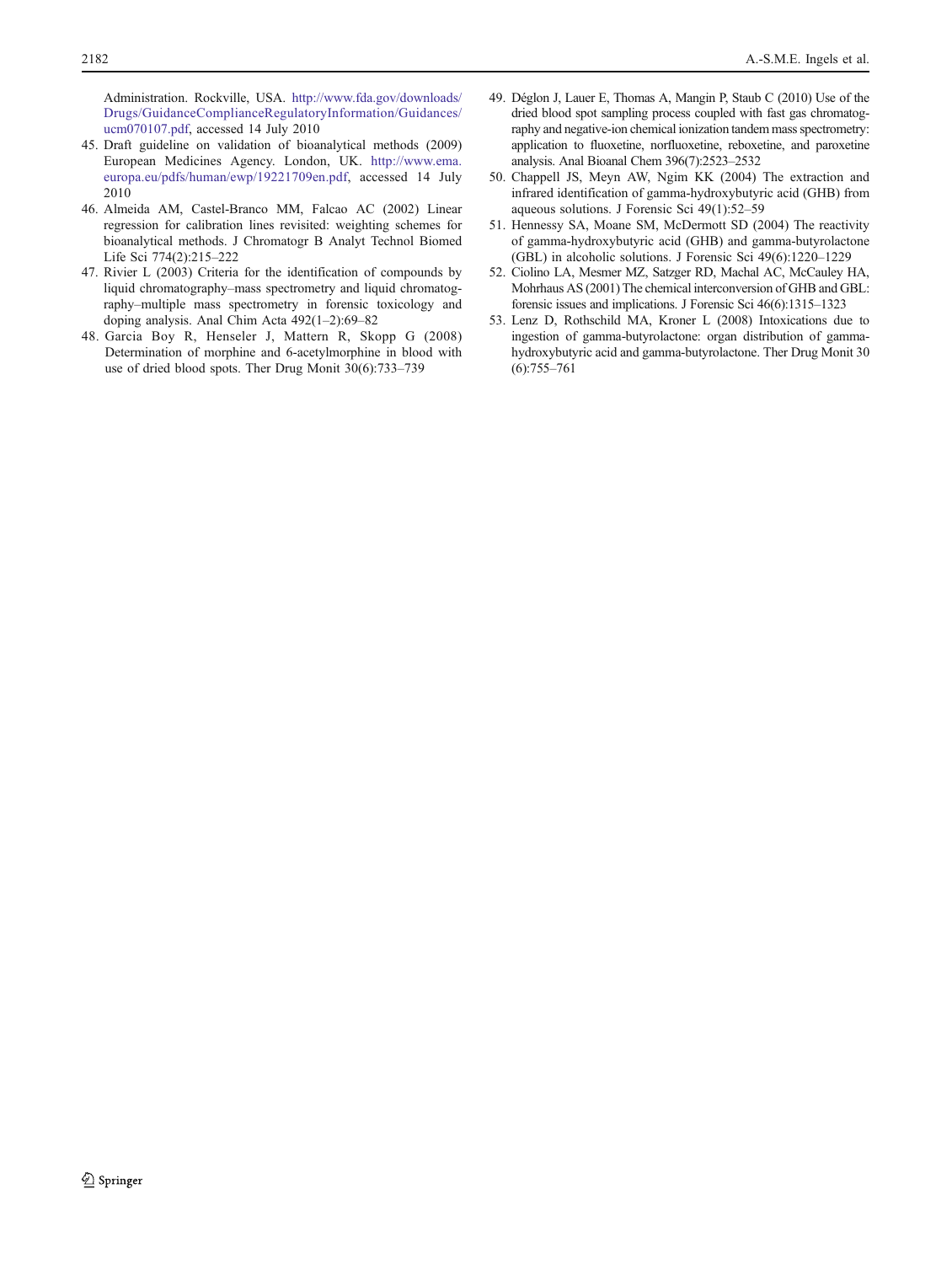Administration. Rockville, USA. http://www.fda.gov/downloads/Drugs/GuidanceComplianceRegulatoryInformation/Guidances/ucm070107.pdf, accessed 14 July 2010

45. Draft guideline on validation of bioanalytical methods (2009) European Medicines Agency. London, UK. http://www.ema.europa.eu/pdfs/human/ewp/19221709en.pdf, accessed 14 July 2010
46. Almeida AM, Castel-Branco MM, Falcao AC (2002) Linear regression for calibration lines revisited: weighting schemes for bioanalytical methods. J Chromatogr B Analyt Technol Biomed Life Sci 774(2):215–222
47. Rivier L (2003) Criteria for the identification of compounds by liquid chromatography–mass spectrometry and liquid chromatography–multiple mass spectrometry in forensic toxicology and doping analysis. Anal Chim Acta 492(1–2):69–82
48. Garcia Boy R, Henseler J, Mattern R, Skopp G (2008) Determination of morphine and 6-acetylmorphine in blood with use of dried blood spots. Ther Drug Monit 30(6):733–739
49. Déglon J, Lauer E, Thomas A, Mangin P, Staub C (2010) Use of the dried blood spot sampling process coupled with fast gas chromatography and negative-ion chemical ionization tandem mass spectrometry: application to fluoxetine, norfluoxetine, reboxetine, and paroxetine analysis. Anal Bioanal Chem 396(7):2523–2532
50. Chappell JS, Meyn AW, Ngim KK (2004) The extraction and infrared identification of gamma-hydroxybutyric acid (GHB) from aqueous solutions. J Forensic Sci 49(1):52–59
51. Hennessy SA, Moane SM, McDermott SD (2004) The reactivity of gamma-hydroxybutyric acid (GHB) and gamma-butyrolactone (GBL) in alcoholic solutions. J Forensic Sci 49(6):1220–1229
52. Ciolino LA, Mesmer MZ, Satzger RD, Machal AC, McCauley HA, Mohrhaus AS (2001) The chemical interconversion of GHB and GBL: forensic issues and implications. J Forensic Sci 46(6):1315–1323
53. Lenz D, Rothschild MA, Kroner L (2008) Intoxications due to ingestion of gamma-butyrolactone: organ distribution of gamma-hydroxybutyric acid and gamma-butyrolactone. Ther Drug Monit 30 (6):755–761